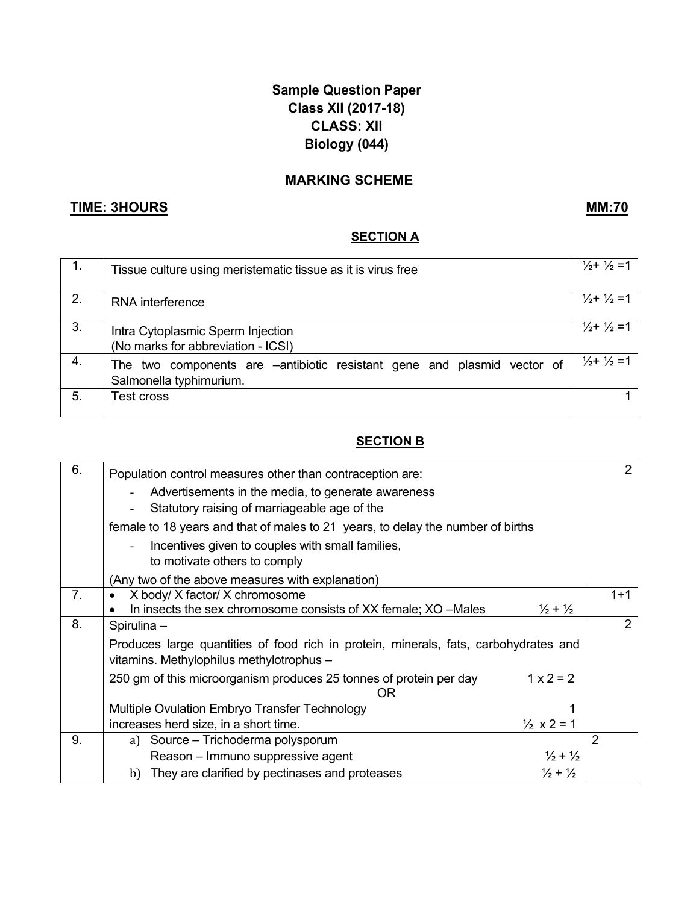**Sample Question Paper**
**Class XII (2017-18)**
**CLASS: XII**
**Biology (044)**

**MARKING SCHEME**

**TIME: 3HOURS** **MM:70**

## SECTION A

| | | |
|---|---|---|
| 1. | Tissue culture using meristematic tissue as it is virus free | ½+ ½ =1 |
| 2. | RNA interference | ½+ ½ =1 |
| 3. | Intra Cytoplasmic Sperm Injection<br>(No marks for abbreviation - ICSI) | ½+ ½ =1 |
| 4. | The two components are –antibiotic resistant gene and plasmid vector of Salmonella typhimurium. | ½+ ½ =1 |
| 5. | Test cross | 1 |

## SECTION B

| | | |
|---|---|---|
| 6. | Population control measures other than contraception are:<br>- Advertisements in the media, to generate awareness<br>- Statutory raising of marriageable age of the female to 18 years and that of males to 21 years, to delay the number of births<br>- Incentives given to couples with small families, to motivate others to comply<br>(Any two of the above measures with explanation) | 2 |
| 7. | • X body/ X factor/ X chromosome<br>• In insects the sex chromosome consists of XX female; XO –Males ½ + ½ | 1+1 |
| 8. | Spirulina –<br>Produces large quantities of food rich in protein, minerals, fats, carbohydrates and vitamins. Methylophilus methylotrophus –<br>250 gm of this microorganism produces 25 tonnes of protein per day 1 x 2 = 2<br>OR<br>Multiple Ovulation Embryo Transfer Technology 1<br>increases herd size, in a short time. ½ x 2 = 1 | 2 |
| 9. | a) Source – Trichoderma polysporum<br>Reason – Immuno suppressive agent ½ + ½<br>b) They are clarified by pectinases and proteases ½ + ½ | 2 |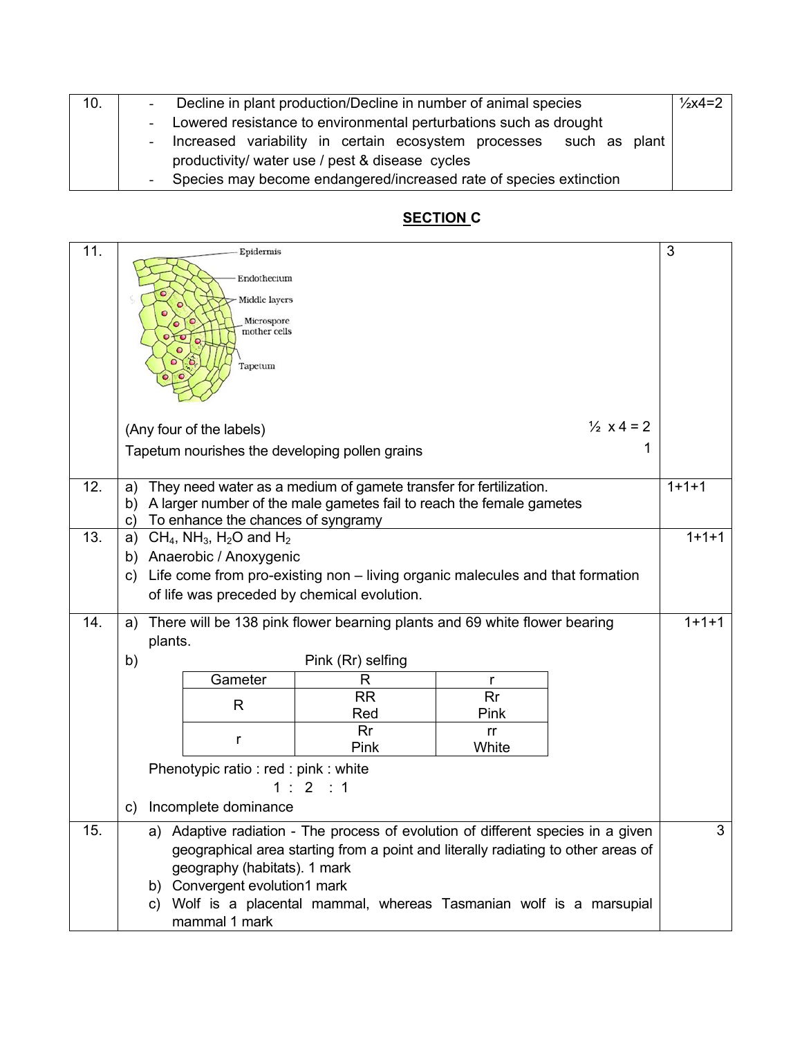| | | |
|---|---|---|
| 10. | - Decline in plant production/Decline in number of animal species<br>- Lowered resistance to environmental perturbations such as drought<br>- Increased variability in certain ecosystem processes such as plant productivity/ water use / pest & disease cycles<br>- Species may become endangered/increased rate of species extinction | ½x4=2 |

## SECTION C

| | | |
|---|---|---|
| 11. | Epidermis<br>Endothecium<br>Middle layers<br>Microspore mother cells<br>Tapetum<br><br>(Any four of the labels) ½ x 4 = 2<br>Tapetum nourishes the developing pollen grains 1 | 3 |
| 12. | a) They need water as a medium of gamete transfer for fertilization.<br>b) A larger number of the male gametes fail to reach the female gametes<br>c) To enhance the chances of syngramy | 1+1+1 |
| 13. | a) $CH_4$, $NH_3$, $H_2O$ and $H_2$<br>b) Anaerobic / Anoxygenic<br>c) Life come from pro-existing non – living organic malecules and that formation of life was preceded by chemical evolution. | 1+1+1 |
| 14. | a) There will be 138 pink flower bearning plants and 69 white flower bearing plants.<br>b) Pink (Rr) selfing<br>(see table below)<br>Phenotypic ratio : red : pink : white<br>1 : 2 : 1<br>c) Incomplete dominance | 1+1+1 |
| 15. | a) Adaptive radiation - The process of evolution of different species in a given geographical area starting from a point and literally radiating to other areas of geography (habitats). 1 mark<br>b) Convergent evolution1 mark<br>c) Wolf is a placental mammal, whereas Tasmanian wolf is a marsupial mammal 1 mark | 3 |

Pink (Rr) selfing

| Gameter | R | r |
|---|---|---|
| R | RR<br>Red | Rr<br>Pink |
| r | Rr<br>Pink | rr<br>White |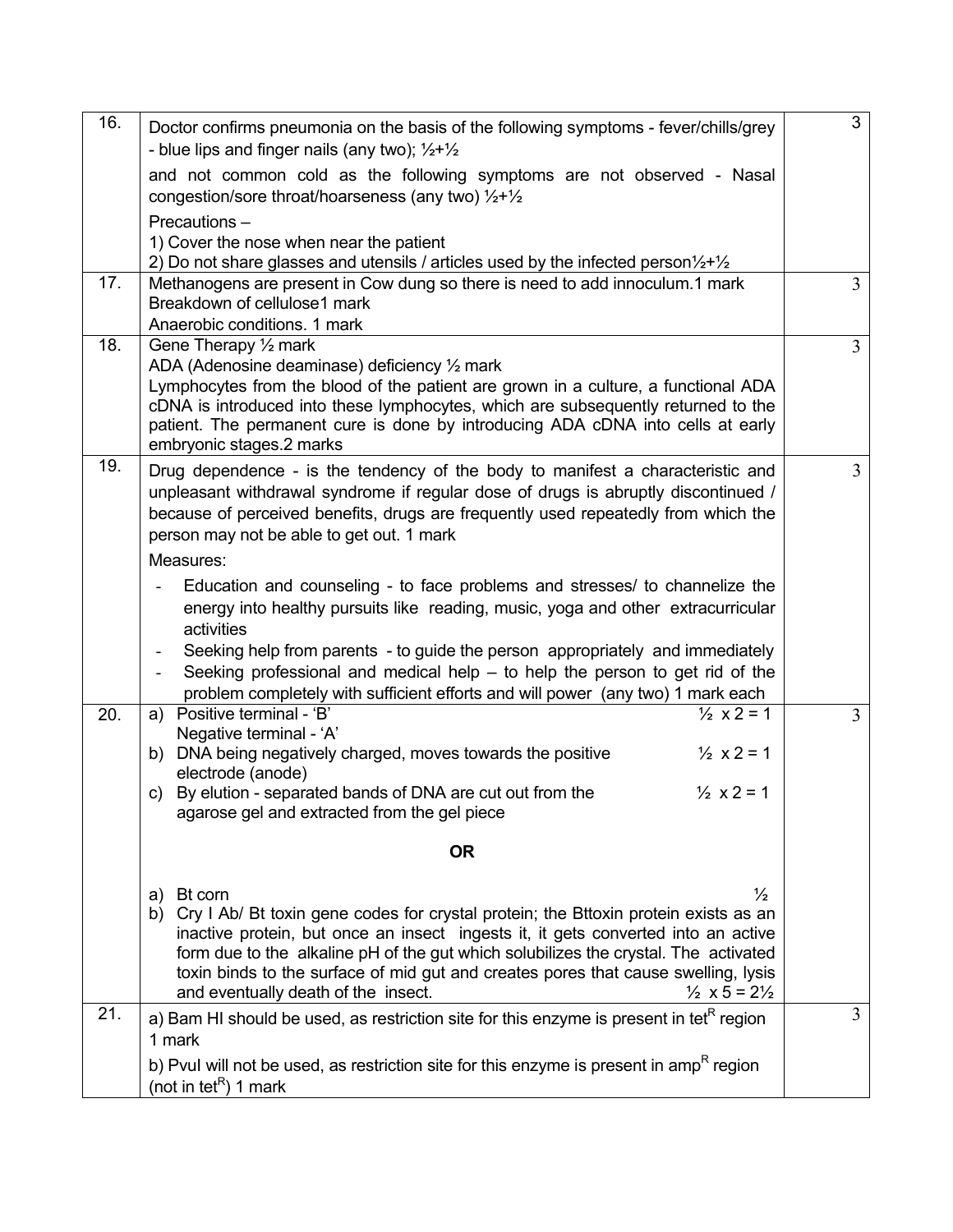| | | |
|---|---|---|
| 16. | Doctor confirms pneumonia on the basis of the following symptoms - fever/chills/grey - blue lips and finger nails (any two); ½+½<br><br>and not common cold as the following symptoms are not observed - Nasal congestion/sore throat/hoarseness (any two) ½+½<br><br>Precautions –<br>1) Cover the nose when near the patient<br>2) Do not share glasses and utensils / articles used by the infected person½+½ | 3 |
| 17. | Methanogens are present in Cow dung so there is need to add innoculum.1 mark<br>Breakdown of cellulose1 mark<br>Anaerobic conditions. 1 mark | 3 |
| 18. | Gene Therapy ½ mark<br>ADA (Adenosine deaminase) deficiency ½ mark<br>Lymphocytes from the blood of the patient are grown in a culture, a functional ADA cDNA is introduced into these lymphocytes, which are subsequently returned to the patient. The permanent cure is done by introducing ADA cDNA into cells at early embryonic stages.2 marks | 3 |
| 19. | Drug dependence - is the tendency of the body to manifest a characteristic and unpleasant withdrawal syndrome if regular dose of drugs is abruptly discontinued / because of perceived benefits, drugs are frequently used repeatedly from which the person may not be able to get out. 1 mark<br><br>Measures:<br>- Education and counseling - to face problems and stresses/ to channelize the energy into healthy pursuits like reading, music, yoga and other extracurricular activities<br>- Seeking help from parents - to guide the person appropriately and immediately<br>- Seeking professional and medical help – to help the person to get rid of the problem completely with sufficient efforts and will power (any two) 1 mark each | 3 |
| 20. | a) Positive terminal - 'B' ½ x 2 = 1<br>Negative terminal - 'A'<br>b) DNA being negatively charged, moves towards the positive electrode (anode) ½ x 2 = 1<br>c) By elution - separated bands of DNA are cut out from the agarose gel and extracted from the gel piece ½ x 2 = 1<br><br>**OR**<br><br>a) Bt corn ½<br>b) Cry I Ab/ Bt toxin gene codes for crystal protein; the Bttoxin protein exists as an inactive protein, but once an insect ingests it, it gets converted into an active form due to the alkaline pH of the gut which solubilizes the crystal. The activated toxin binds to the surface of mid gut and creates pores that cause swelling, lysis and eventually death of the insect. ½ x 5 = 2½ | 3 |
| 21. | a) Bam HI should be used, as restriction site for this enzyme is present in tet$^R$ region 1 mark<br><br>b) PvuI will not be used, as restriction site for this enzyme is present in amp$^R$ region (not in tet$^R$) 1 mark | 3 |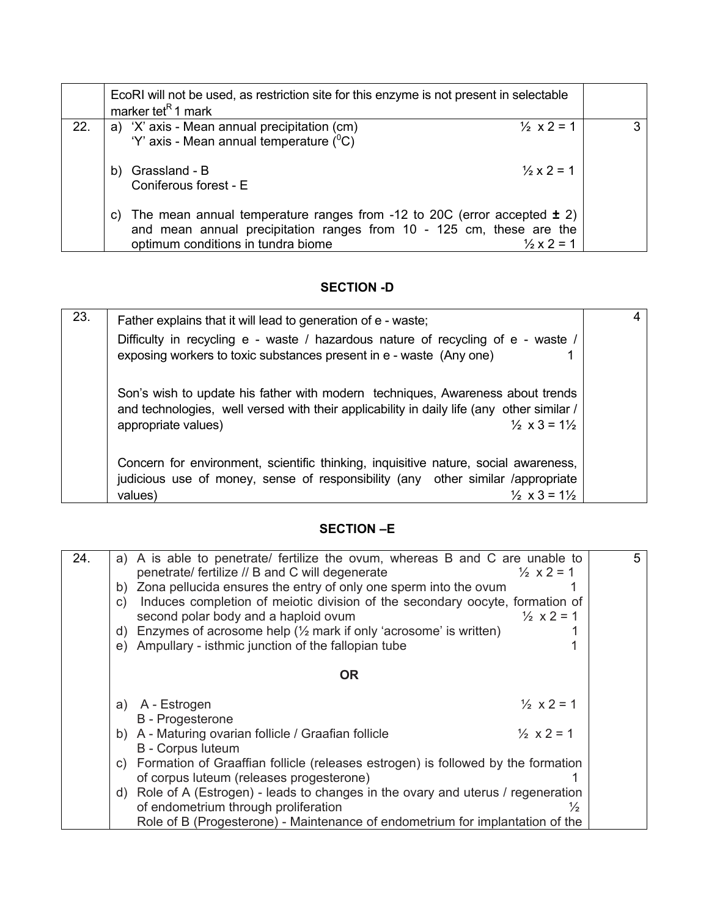| | | |
|---|---|---|
| | EcoRI will not be used, as restriction site for this enzyme is not present in selectable marker $tet^R$ 1 mark | |
| 22. | a) 'X' axis - Mean annual precipitation (cm) ½ x 2 = 1<br>'Y' axis - Mean annual temperature ($^0$C)<br><br>b) Grassland - B ½ x 2 = 1<br>Coniferous forest - E<br><br>c) The mean annual temperature ranges from -12 to 20C (error accepted ± 2) and mean annual precipitation ranges from 10 - 125 cm, these are the optimum conditions in tundra biome ½ x 2 = 1 | 3 |

## SECTION -D

| | | |
|---|---|---|
| 23. | Father explains that it will lead to generation of e - waste;<br>Difficulty in recycling e - waste / hazardous nature of recycling of e - waste / exposing workers to toxic substances present in e - waste (Any one) 1<br><br>Son's wish to update his father with modern techniques, Awareness about trends and technologies, well versed with their applicability in daily life (any other similar / appropriate values) ½ x 3 = 1½<br><br>Concern for environment, scientific thinking, inquisitive nature, social awareness, judicious use of money, sense of responsibility (any other similar /appropriate values) ½ x 3 = 1½ | 4 |

## SECTION –E

| | | |
|---|---|---|
| 24. | a) A is able to penetrate/ fertilize the ovum, whereas B and C are unable to penetrate/ fertilize // B and C will degenerate ½ x 2 = 1<br>b) Zona pellucida ensures the entry of only one sperm into the ovum 1<br>c) Induces completion of meiotic division of the secondary oocyte, formation of second polar body and a haploid ovum ½ x 2 = 1<br>d) Enzymes of acrosome help (½ mark if only 'acrosome' is written) 1<br>e) Ampullary - isthmic junction of the fallopian tube 1<br><br>**OR**<br><br>a) A - Estrogen ½ x 2 = 1<br>B - Progesterone<br>b) A - Maturing ovarian follicle / Graafian follicle ½ x 2 = 1<br>B - Corpus luteum<br>c) Formation of Graaffian follicle (releases estrogen) is followed by the formation of corpus luteum (releases progesterone) 1<br>d) Role of A (Estrogen) - leads to changes in the ovary and uterus / regeneration of endometrium through proliferation ½<br>Role of B (Progesterone) - Maintenance of endometrium for implantation of the | 5 |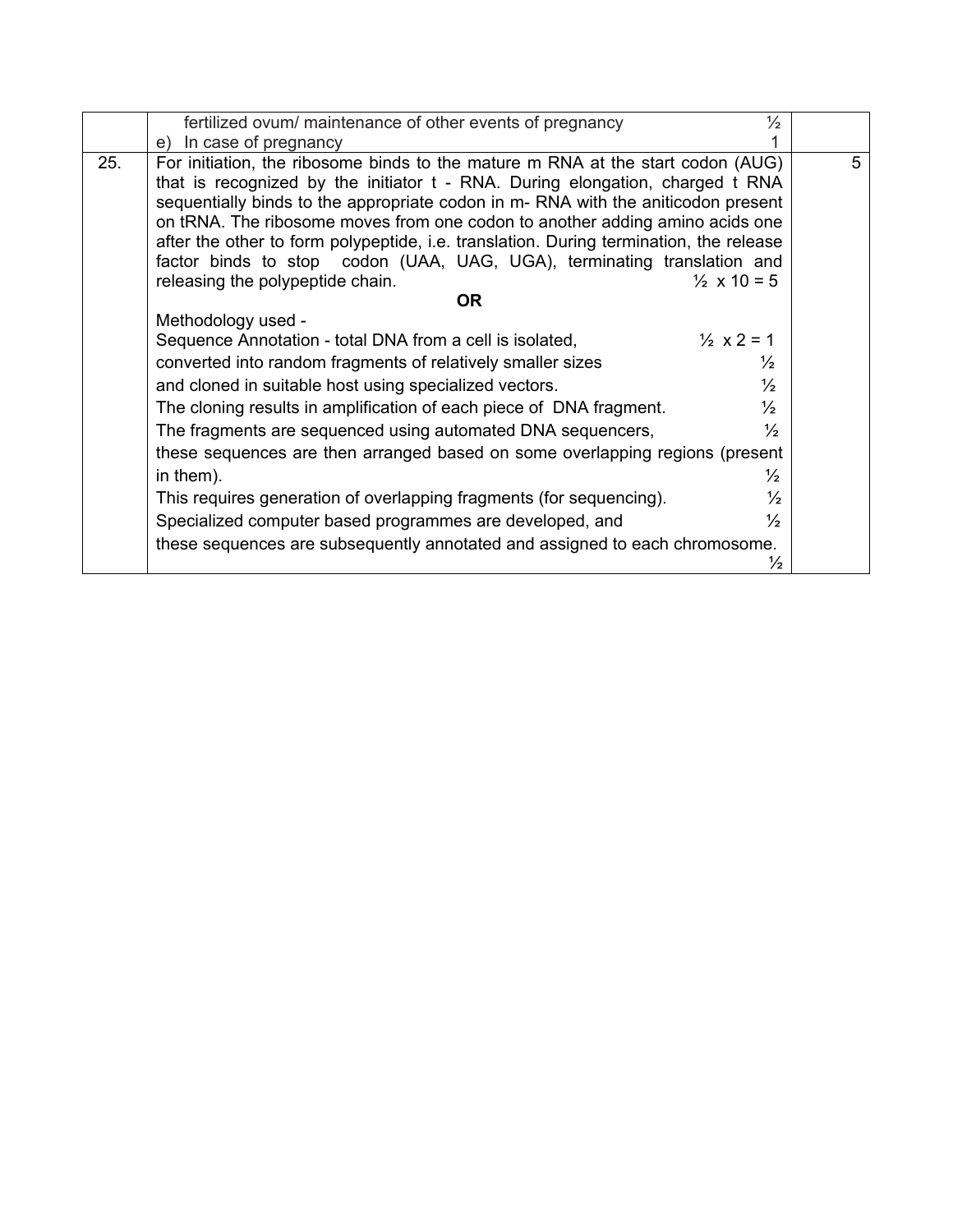| | | |
|---|---|---|
| | fertilized ovum/ maintenance of other events of pregnancy ½<br>e) In case of pregnancy 1 | |
| 25. | For initiation, the ribosome binds to the mature m RNA at the start codon (AUG) that is recognized by the initiator t - RNA. During elongation, charged t RNA sequentially binds to the appropriate codon in m- RNA with the aniticodon present on tRNA. The ribosome moves from one codon to another adding amino acids one after the other to form polypeptide, i.e. translation. During termination, the release factor binds to stop codon (UAA, UAG, UGA), terminating translation and releasing the polypeptide chain. ½ x 10 = 5<br>**OR**<br>Methodology used -<br>Sequence Annotation - total DNA from a cell is isolated, ½ x 2 = 1<br>converted into random fragments of relatively smaller sizes ½<br>and cloned in suitable host using specialized vectors. ½<br>The cloning results in amplification of each piece of DNA fragment. ½<br>The fragments are sequenced using automated DNA sequencers, ½<br>these sequences are then arranged based on some overlapping regions (present in them). ½<br>This requires generation of overlapping fragments (for sequencing). ½<br>Specialized computer based programmes are developed, and ½<br>these sequences are subsequently annotated and assigned to each chromosome. ½ | 5 |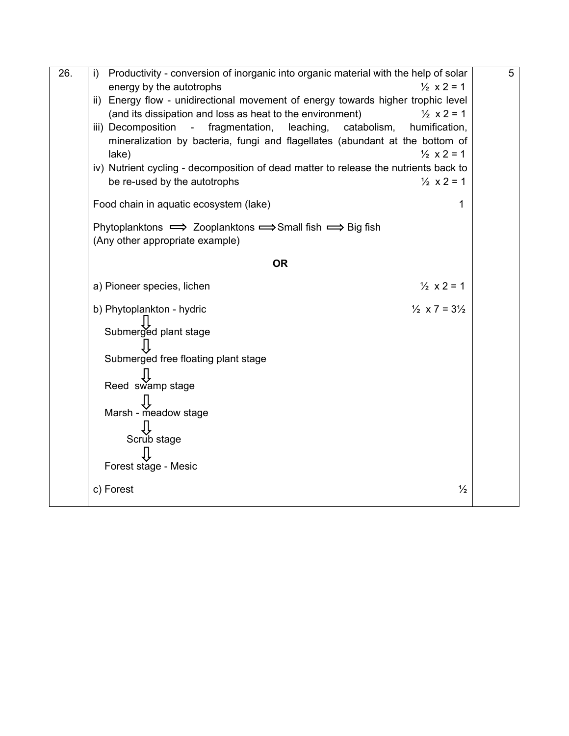| | | |
|---|---|---|
| 26. | i) Productivity - conversion of inorganic into organic material with the help of solar energy by the autotrophs ½ x 2 = 1<br>ii) Energy flow - unidirectional movement of energy towards higher trophic level (and its dissipation and loss as heat to the environment) ½ x 2 = 1<br>iii) Decomposition - fragmentation, leaching, catabolism, humification, mineralization by bacteria, fungi and flagellates (abundant at the bottom of lake) ½ x 2 = 1<br>iv) Nutrient cycling - decomposition of dead matter to release the nutrients back to be re-used by the autotrophs ½ x 2 = 1<br><br>Food chain in aquatic ecosystem (lake) 1<br><br>Phytoplanktons ⟹ Zooplanktons ⟹ Small fish ⟹ Big fish<br>(Any other appropriate example)<br><br>**OR**<br><br>a) Pioneer species, lichen ½ x 2 = 1<br><br>b) Phytoplankton - hydric ½ x 7 = 3½<br>⇩<br>Submerged plant stage<br>⇩<br>Submerged free floating plant stage<br>⇩<br>Reed swamp stage<br>⇩<br>Marsh - meadow stage<br>⇩<br>Scrub stage<br>⇩<br>Forest stage - Mesic<br><br>c) Forest ½ | 5 |